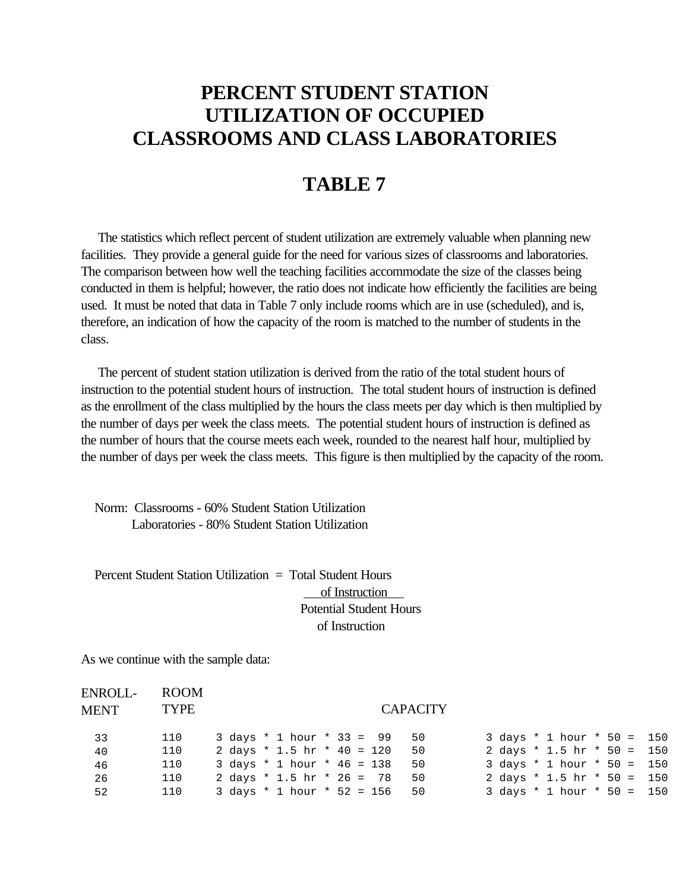# PERCENT STUDENT STATION UTILIZATION OF OCCUPIED CLASSROOMS AND CLASS LABORATORIES

## TABLE 7

The statistics which reflect percent of student utilization are extremely valuable when planning new facilities. They provide a general guide for the need for various sizes of classrooms and laboratories. The comparison between how well the teaching facilities accommodate the size of the classes being conducted in them is helpful; however, the ratio does not indicate how efficiently the facilities are being used. It must be noted that data in Table 7 only include rooms which are in use (scheduled), and is, therefore, an indication of how the capacity of the room is matched to the number of students in the class.

The percent of student station utilization is derived from the ratio of the total student hours of instruction to the potential student hours of instruction. The total student hours of instruction is defined as the enrollment of the class multiplied by the hours the class meets per day which is then multiplied by the number of days per week the class meets. The potential student hours of instruction is defined as the number of hours that the course meets each week, rounded to the nearest half hour, multiplied by the number of days per week the class meets. This figure is then multiplied by the capacity of the room.

Norm: Classrooms - 60% Student Station Utilization
Laboratories - 80% Student Station Utilization

$$\text{Percent Student Station Utilization} = \frac{\text{Total Student Hours of Instruction}}{\text{Potential Student Hours of Instruction}}$$

As we continue with the sample data:

| ENROLL-MENT | ROOM TYPE | | CAPACITY | |
|---|---|---|---|---|
| 33 | 110 | 3 days * 1 hour * 33 = 99 | 50 | 3 days * 1 hour * 50 = 150 |
| 40 | 110 | 2 days * 1.5 hr * 40 = 120 | 50 | 2 days * 1.5 hr * 50 = 150 |
| 46 | 110 | 3 days * 1 hour * 46 = 138 | 50 | 3 days * 1 hour * 50 = 150 |
| 26 | 110 | 2 days * 1.5 hr * 26 = 78 | 50 | 2 days * 1.5 hr * 50 = 150 |
| 52 | 110 | 3 days * 1 hour * 52 = 156 | 50 | 3 days * 1 hour * 50 = 150 |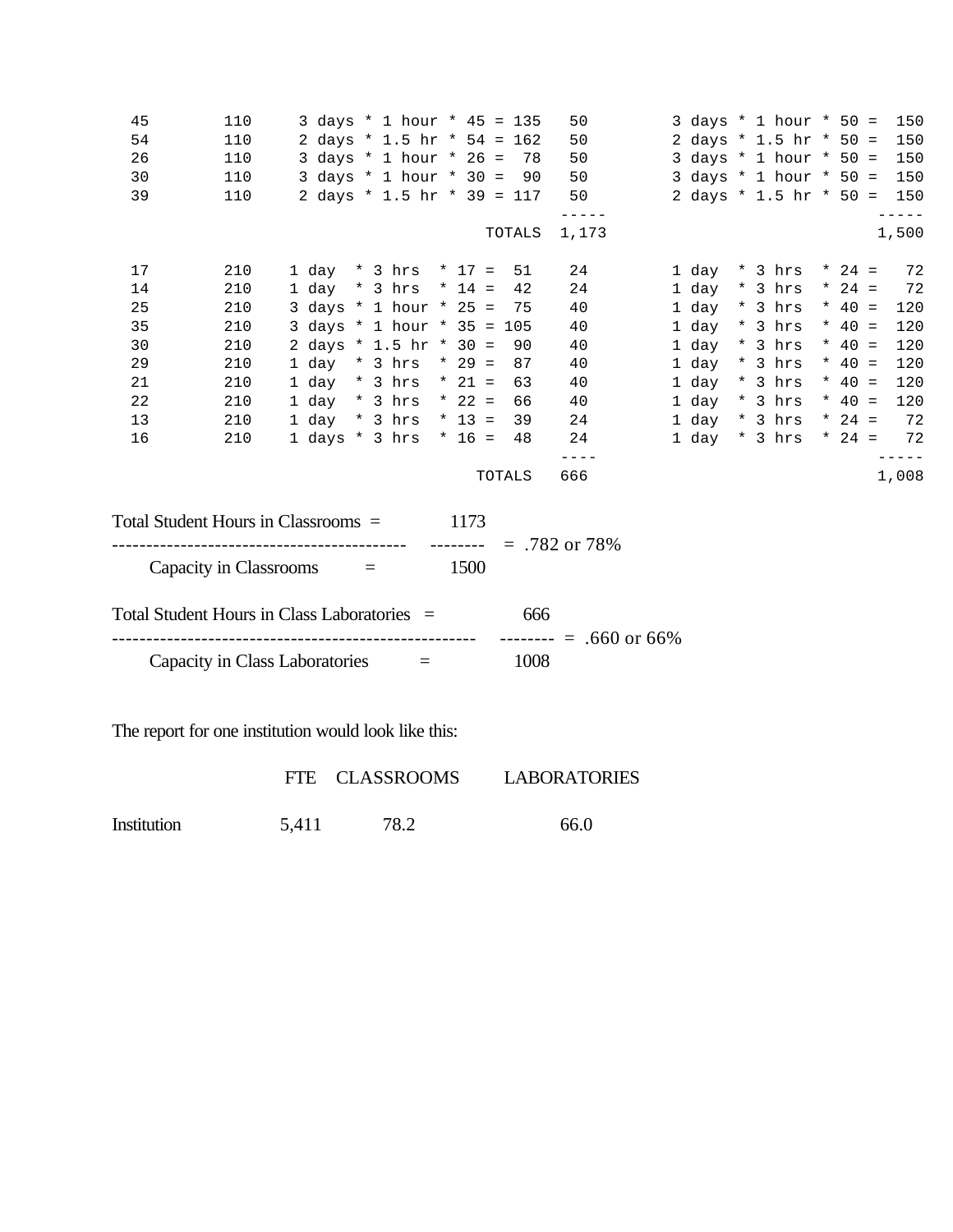```
  45        110     3 days * 1 hour * 45 = 135   50        3 days * 1 hour * 50 =  150
  54        110     2 days * 1.5 hr * 54 = 162   50        2 days * 1.5 hr * 50 =  150
  26        110     3 days * 1 hour * 26 =  78   50        3 days * 1 hour * 50 =  150
  30        110     3 days * 1 hour * 30 =  90   50        3 days * 1 hour * 50 =  150
  39        110     2 days * 1.5 hr * 39 = 117   50        2 days * 1.5 hr * 50 =  150
                                               -----                              -----
                                       TOTALS  1,173                              1,500

  17        210    1 day  * 3 hrs  * 17 =  51    24        1 day  * 3 hrs  * 24 =   72
  14        210    1 day  * 3 hrs  * 14 =  42    24        1 day  * 3 hrs  * 24 =   72
  25        210    3 days * 1 hour * 25 =  75    40        1 day  * 3 hrs  * 40 =  120
  35        210    3 days * 1 hour * 35 = 105    40        1 day  * 3 hrs  * 40 =  120
  30        210    2 days * 1.5 hr * 30 =  90    40        1 day  * 3 hrs  * 40 =  120
  29        210    1 day  * 3 hrs  * 29 =  87    40        1 day  * 3 hrs  * 40 =  120
  21        210    1 day  * 3 hrs  * 21 =  63    40        1 day  * 3 hrs  * 40 =  120
  22        210    1 day  * 3 hrs  * 22 =  66    40        1 day  * 3 hrs  * 40 =  120
  13        210    1 day  * 3 hrs  * 13 =  39    24        1 day  * 3 hrs  * 24 =   72
  16        210    1 days * 3 hrs  * 16 =  48    24        1 day  * 3 hrs  * 24 =   72
                                               ----                               -----
                                      TOTALS   666                                1,008
```

$$\frac{\text{Total Student Hours in Classrooms} = 1173}{\text{Capacity in Classrooms} = 1500} = .782 \text{ or } 78\%$$

$$\frac{\text{Total Student Hours in Class Laboratories} = 666}{\text{Capacity in Class Laboratories} = 1008} = .660 \text{ or } 66\%$$

The report for one institution would look like this:

| | FTE | CLASSROOMS | LABORATORIES |
|---|---|---|---|
| Institution | 5,411 | 78.2 | 66.0 |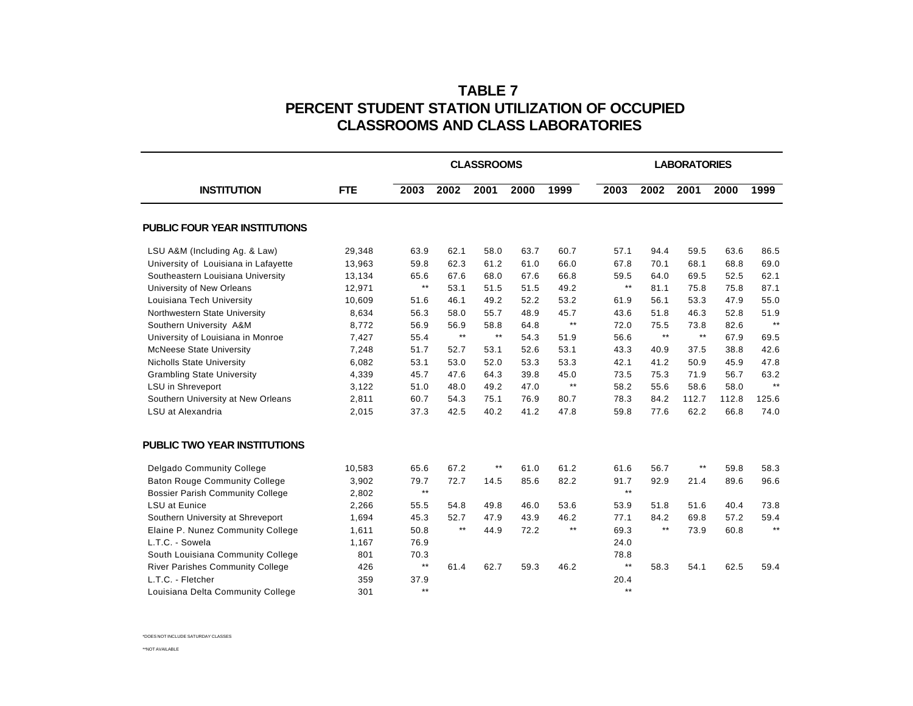# TABLE 7
# PERCENT STUDENT STATION UTILIZATION OF OCCUPIED CLASSROOMS AND CLASS LABORATORIES

| INSTITUTION | FTE | CLASSROOMS | | | | | LABORATORIES | | | | |
|---|---|---|---|---|---|---|---|---|---|---|---|
| | | 2003 | 2002 | 2001 | 2000 | 1999 | 2003 | 2002 | 2001 | 2000 | 1999 |
| **PUBLIC FOUR YEAR INSTITUTIONS** | | | | | | | | | | | |
| LSU A&M (Including Ag. & Law) | 29,348 | 63.9 | 62.1 | 58.0 | 63.7 | 60.7 | 57.1 | 94.4 | 59.5 | 63.6 | 86.5 |
| University of Louisiana in Lafayette | 13,963 | 59.8 | 62.3 | 61.2 | 61.0 | 66.0 | 67.8 | 70.1 | 68.1 | 68.8 | 69.0 |
| Southeastern Louisiana University | 13,134 | 65.6 | 67.6 | 68.0 | 67.6 | 66.8 | 59.5 | 64.0 | 69.5 | 52.5 | 62.1 |
| University of New Orleans | 12,971 | ** | 53.1 | 51.5 | 51.5 | 49.2 | ** | 81.1 | 75.8 | 75.8 | 87.1 |
| Louisiana Tech University | 10,609 | 51.6 | 46.1 | 49.2 | 52.2 | 53.2 | 61.9 | 56.1 | 53.3 | 47.9 | 55.0 |
| Northwestern State University | 8,634 | 56.3 | 58.0 | 55.7 | 48.9 | 45.7 | 43.6 | 51.8 | 46.3 | 52.8 | 51.9 |
| Southern University A&M | 8,772 | 56.9 | 56.9 | 58.8 | 64.8 | ** | 72.0 | 75.5 | 73.8 | 82.6 | ** |
| University of Louisiana in Monroe | 7,427 | 55.4 | ** | ** | 54.3 | 51.9 | 56.6 | ** | ** | 67.9 | 69.5 |
| McNeese State University | 7,248 | 51.7 | 52.7 | 53.1 | 52.6 | 53.1 | 43.3 | 40.9 | 37.5 | 38.8 | 42.6 |
| Nicholls State University | 6,082 | 53.1 | 53.0 | 52.0 | 53.3 | 53.3 | 42.1 | 41.2 | 50.9 | 45.9 | 47.8 |
| Grambling State University | 4,339 | 45.7 | 47.6 | 64.3 | 39.8 | 45.0 | 73.5 | 75.3 | 71.9 | 56.7 | 63.2 |
| LSU in Shreveport | 3,122 | 51.0 | 48.0 | 49.2 | 47.0 | ** | 58.2 | 55.6 | 58.6 | 58.0 | ** |
| Southern University at New Orleans | 2,811 | 60.7 | 54.3 | 75.1 | 76.9 | 80.7 | 78.3 | 84.2 | 112.7 | 112.8 | 125.6 |
| LSU at Alexandria | 2,015 | 37.3 | 42.5 | 40.2 | 41.2 | 47.8 | 59.8 | 77.6 | 62.2 | 66.8 | 74.0 |
| **PUBLIC TWO YEAR INSTITUTIONS** | | | | | | | | | | | |
| Delgado Community College | 10,583 | 65.6 | 67.2 | ** | 61.0 | 61.2 | 61.6 | 56.7 | ** | 59.8 | 58.3 |
| Baton Rouge Community College | 3,902 | 79.7 | 72.7 | 14.5 | 85.6 | 82.2 | 91.7 | 92.9 | 21.4 | 89.6 | 96.6 |
| Bossier Parish Community College | 2,802 | ** | | | | | ** | | | | |
| LSU at Eunice | 2,266 | 55.5 | 54.8 | 49.8 | 46.0 | 53.6 | 53.9 | 51.8 | 51.6 | 40.4 | 73.8 |
| Southern University at Shreveport | 1,694 | 45.3 | 52.7 | 47.9 | 43.9 | 46.2 | 77.1 | 84.2 | 69.8 | 57.2 | 59.4 |
| Elaine P. Nunez Community College | 1,611 | 50.8 | ** | 44.9 | 72.2 | ** | 69.3 | ** | 73.9 | 60.8 | ** |
| L.T.C. - Sowela | 1,167 | 76.9 | | | | | 24.0 | | | | |
| South Louisiana Community College | 801 | 70.3 | | | | | 78.8 | | | | |
| River Parishes Community College | 426 | ** | 61.4 | 62.7 | 59.3 | 46.2 | ** | 58.3 | 54.1 | 62.5 | 59.4 |
| L.T.C. - Fletcher | 359 | 37.9 | | | | | 20.4 | | | | |
| Louisiana Delta Community College | 301 | ** | | | | | ** | | | | |

*DOES NOT INCLUDE SATURDAY CLASSES

**NOT AVAILABLE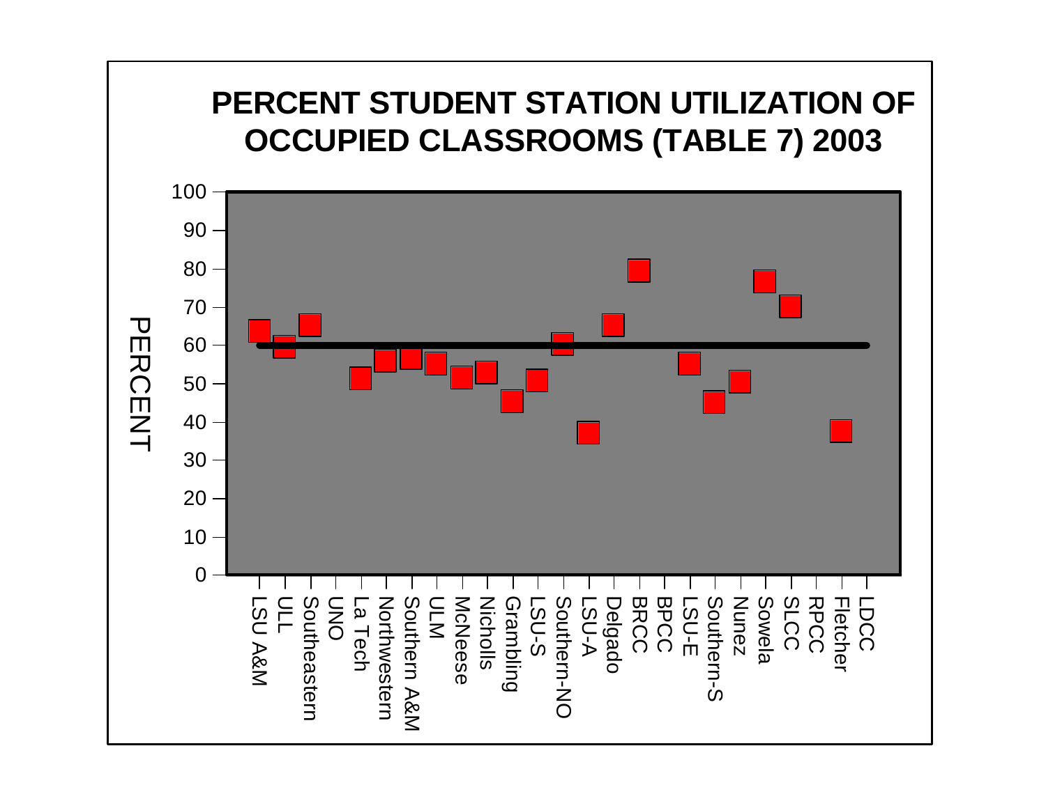# PERCENT STUDENT STATION UTILIZATION OF OCCUPIED CLASSROOMS (TABLE 7) 2003

PERCENT

LSU A&M, ULL, Southeastern, UNO, La Tech, Northwestern, Southern A&M, ULM, McNeese, Nicholls, Grambling, LSU-S, Southern-NO, LSU-A, Delgado, BRCC, BPCC, LSU-E, Southern-S, Nunez, Sowela, SLCC, RPCC, Fletcher, LDCC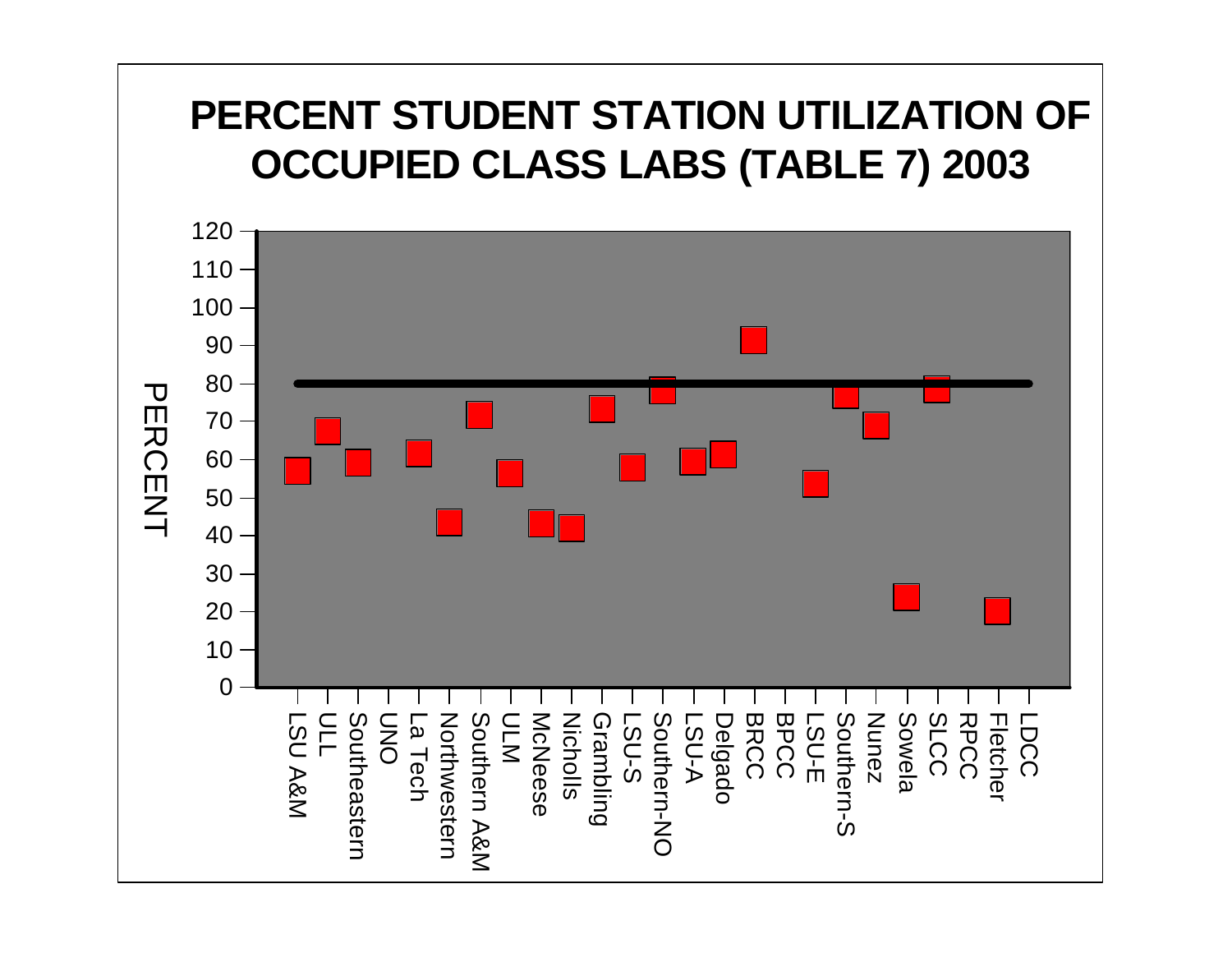# PERCENT STUDENT STATION UTILIZATION OF OCCUPIED CLASS LABS (TABLE 7) 2003

PERCENT

0
10
20
30
40
50
60
70
80
90
100
110
120

LSU A&M
ULL
Southeastern
UNO
La Tech
Northwestern
Southern A&M
ULM
McNeese
Nicholls
Grambling
LSU-S
Southern-NO
LSU-A
Delgado
BRCC
BPCC
LSU-E
Southern-S
Nunez
Sowela
SLCC
RPCC
Fletcher
LDCC